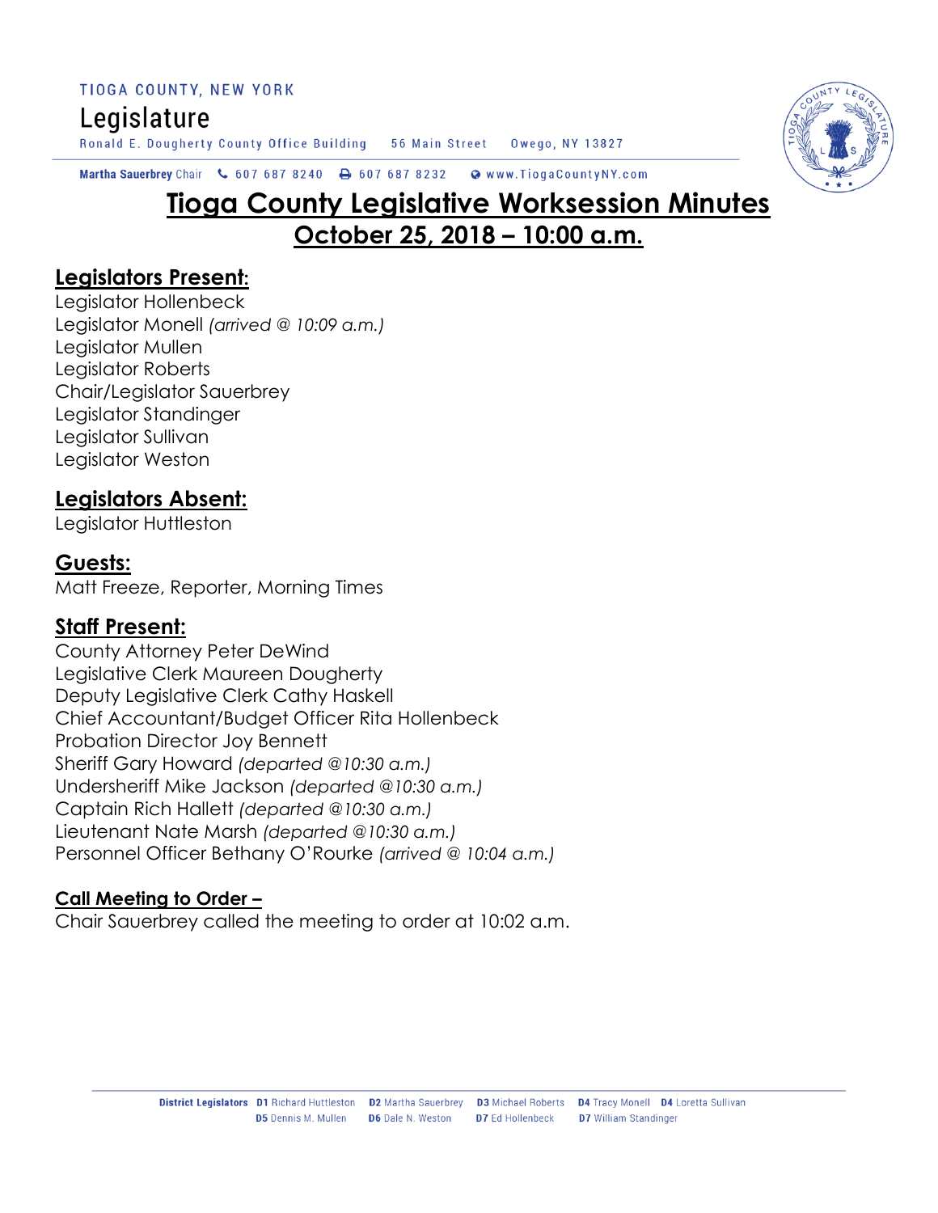TIOGA COUNTY, NEW YORK

Legislature

Ronald E. Dougherty County Office Building 56 Main Street Owego, NY 13827

Martha Sauerbrey Chair 607 687 8240 607 687 8232 www.TiogaCountyNY.com

# Tioga County Legislative Worksession Minutes

## October 25, 2018 – 10:00 a.m.

## Legislators Present:

Legislator Hollenbeck
Legislator Monell *(arrived @ 10:09 a.m.)*
Legislator Mullen
Legislator Roberts
Chair/Legislator Sauerbrey
Legislator Standinger
Legislator Sullivan
Legislator Weston

## Legislators Absent:

Legislator Huttleston

## Guests:

Matt Freeze, Reporter, Morning Times

## Staff Present:

County Attorney Peter DeWind
Legislative Clerk Maureen Dougherty
Deputy Legislative Clerk Cathy Haskell
Chief Accountant/Budget Officer Rita Hollenbeck
Probation Director Joy Bennett
Sheriff Gary Howard *(departed @10:30 a.m.)*
Undersheriff Mike Jackson *(departed @10:30 a.m.)*
Captain Rich Hallett *(departed @10:30 a.m.)*
Lieutenant Nate Marsh *(departed @10:30 a.m.)*
Personnel Officer Bethany O'Rourke *(arrived @ 10:04 a.m.)*

### Call Meeting to Order –

Chair Sauerbrey called the meeting to order at 10:02 a.m.

District Legislators D1 Richard Huttleston D2 Martha Sauerbrey D3 Michael Roberts D4 Tracy Monell D4 Loretta Sullivan D5 Dennis M. Mullen D6 Dale N. Weston D7 Ed Hollenbeck D7 William Standinger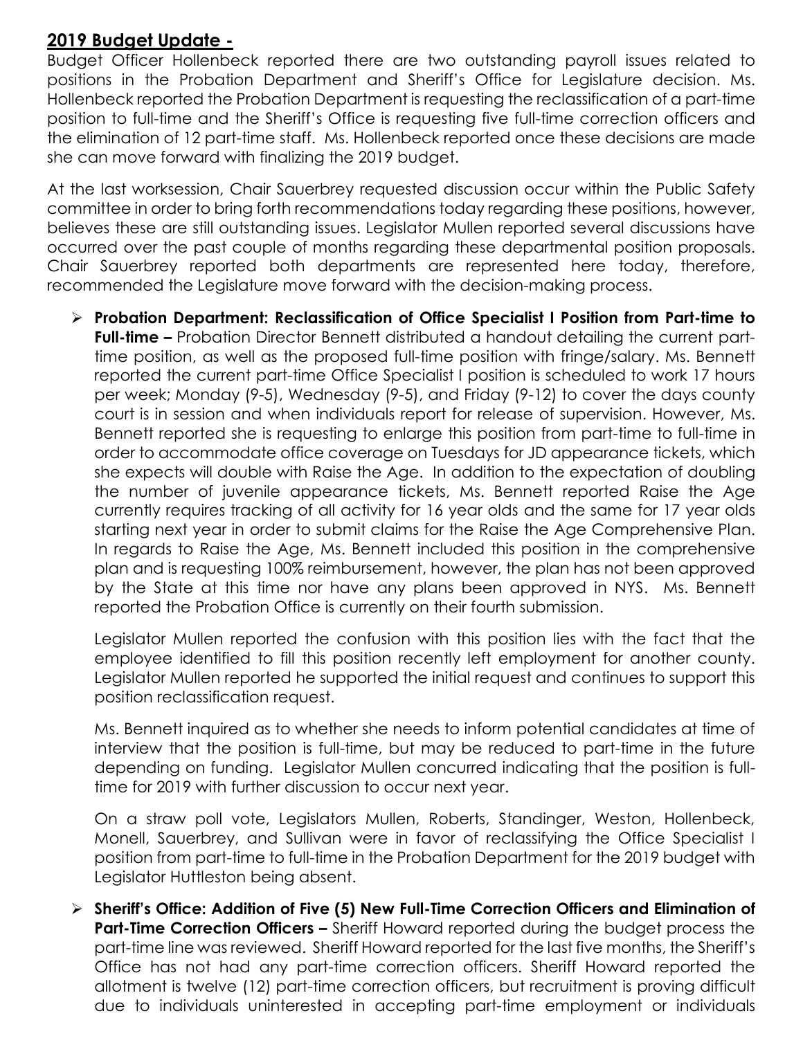## 2019 Budget Update -

Budget Officer Hollenbeck reported there are two outstanding payroll issues related to positions in the Probation Department and Sheriff's Office for Legislature decision. Ms. Hollenbeck reported the Probation Department is requesting the reclassification of a part-time position to full-time and the Sheriff's Office is requesting five full-time correction officers and the elimination of 12 part-time staff. Ms. Hollenbeck reported once these decisions are made she can move forward with finalizing the 2019 budget.

At the last worksession, Chair Sauerbrey requested discussion occur within the Public Safety committee in order to bring forth recommendations today regarding these positions, however, believes these are still outstanding issues. Legislator Mullen reported several discussions have occurred over the past couple of months regarding these departmental position proposals. Chair Sauerbrey reported both departments are represented here today, therefore, recommended the Legislature move forward with the decision-making process.

- **Probation Department: Reclassification of Office Specialist I Position from Part-time to Full-time –** Probation Director Bennett distributed a handout detailing the current part-time position, as well as the proposed full-time position with fringe/salary. Ms. Bennett reported the current part-time Office Specialist I position is scheduled to work 17 hours per week; Monday (9-5), Wednesday (9-5), and Friday (9-12) to cover the days county court is in session and when individuals report for release of supervision. However, Ms. Bennett reported she is requesting to enlarge this position from part-time to full-time in order to accommodate office coverage on Tuesdays for JD appearance tickets, which she expects will double with Raise the Age. In addition to the expectation of doubling the number of juvenile appearance tickets, Ms. Bennett reported Raise the Age currently requires tracking of all activity for 16 year olds and the same for 17 year olds starting next year in order to submit claims for the Raise the Age Comprehensive Plan. In regards to Raise the Age, Ms. Bennett included this position in the comprehensive plan and is requesting 100% reimbursement, however, the plan has not been approved by the State at this time nor have any plans been approved in NYS. Ms. Bennett reported the Probation Office is currently on their fourth submission.

  Legislator Mullen reported the confusion with this position lies with the fact that the employee identified to fill this position recently left employment for another county. Legislator Mullen reported he supported the initial request and continues to support this position reclassification request.

  Ms. Bennett inquired as to whether she needs to inform potential candidates at time of interview that the position is full-time, but may be reduced to part-time in the future depending on funding. Legislator Mullen concurred indicating that the position is full-time for 2019 with further discussion to occur next year.

  On a straw poll vote, Legislators Mullen, Roberts, Standinger, Weston, Hollenbeck, Monell, Sauerbrey, and Sullivan were in favor of reclassifying the Office Specialist I position from part-time to full-time in the Probation Department for the 2019 budget with Legislator Huttleston being absent.

- **Sheriff's Office: Addition of Five (5) New Full-Time Correction Officers and Elimination of Part-Time Correction Officers –** Sheriff Howard reported during the budget process the part-time line was reviewed. Sheriff Howard reported for the last five months, the Sheriff's Office has not had any part-time correction officers. Sheriff Howard reported the allotment is twelve (12) part-time correction officers, but recruitment is proving difficult due to individuals uninterested in accepting part-time employment or individuals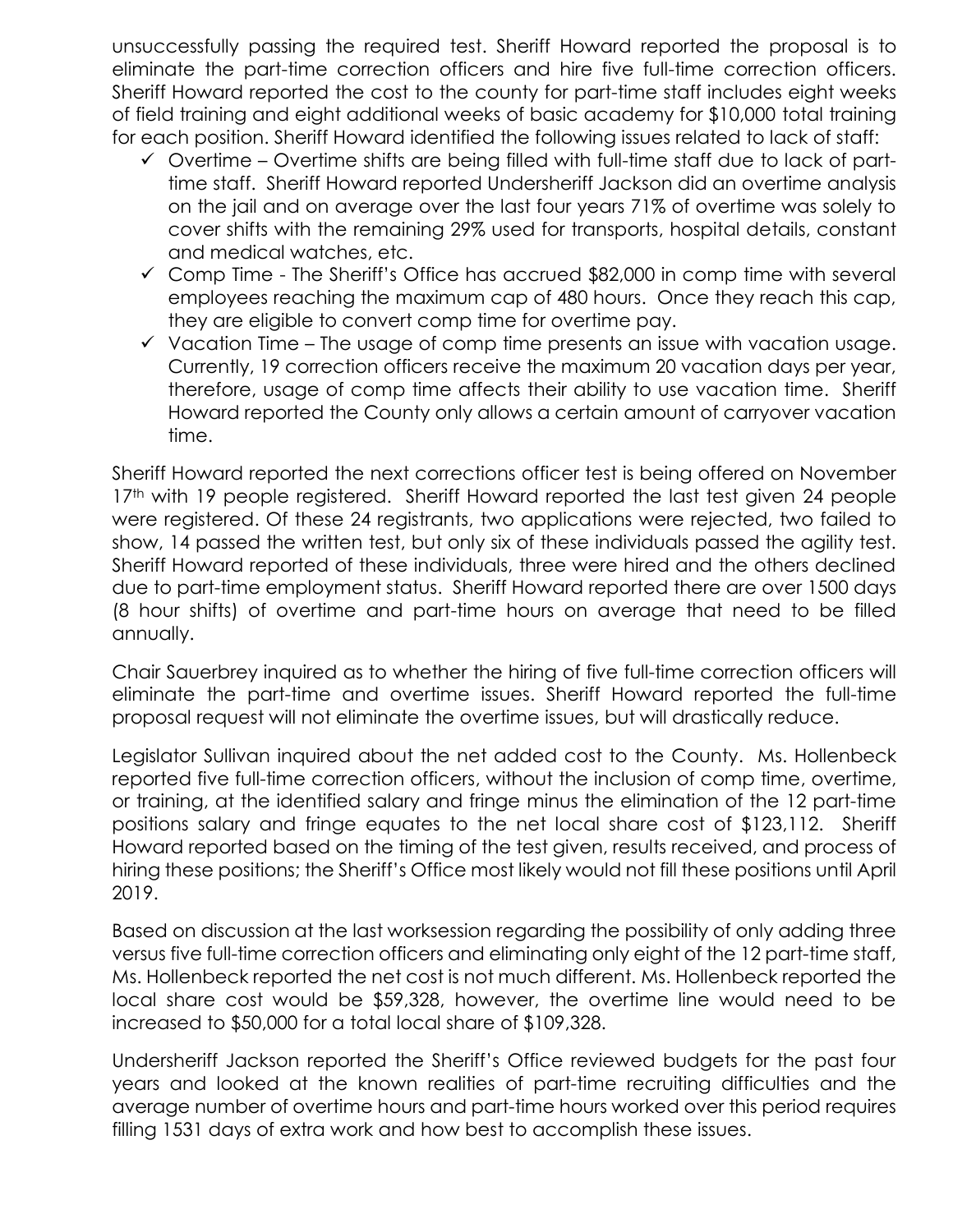unsuccessfully passing the required test. Sheriff Howard reported the proposal is to eliminate the part-time correction officers and hire five full-time correction officers. Sheriff Howard reported the cost to the county for part-time staff includes eight weeks of field training and eight additional weeks of basic academy for $10,000 total training for each position. Sheriff Howard identified the following issues related to lack of staff:

- ✓ Overtime – Overtime shifts are being filled with full-time staff due to lack of part-time staff. Sheriff Howard reported Undersheriff Jackson did an overtime analysis on the jail and on average over the last four years 71% of overtime was solely to cover shifts with the remaining 29% used for transports, hospital details, constant and medical watches, etc.
- ✓ Comp Time - The Sheriff's Office has accrued $82,000 in comp time with several employees reaching the maximum cap of 480 hours. Once they reach this cap, they are eligible to convert comp time for overtime pay.
- ✓ Vacation Time – The usage of comp time presents an issue with vacation usage. Currently, 19 correction officers receive the maximum 20 vacation days per year, therefore, usage of comp time affects their ability to use vacation time. Sheriff Howard reported the County only allows a certain amount of carryover vacation time.

Sheriff Howard reported the next corrections officer test is being offered on November 17th with 19 people registered. Sheriff Howard reported the last test given 24 people were registered. Of these 24 registrants, two applications were rejected, two failed to show, 14 passed the written test, but only six of these individuals passed the agility test. Sheriff Howard reported of these individuals, three were hired and the others declined due to part-time employment status. Sheriff Howard reported there are over 1500 days (8 hour shifts) of overtime and part-time hours on average that need to be filled annually.

Chair Sauerbrey inquired as to whether the hiring of five full-time correction officers will eliminate the part-time and overtime issues. Sheriff Howard reported the full-time proposal request will not eliminate the overtime issues, but will drastically reduce.

Legislator Sullivan inquired about the net added cost to the County. Ms. Hollenbeck reported five full-time correction officers, without the inclusion of comp time, overtime, or training, at the identified salary and fringe minus the elimination of the 12 part-time positions salary and fringe equates to the net local share cost of $123,112. Sheriff Howard reported based on the timing of the test given, results received, and process of hiring these positions; the Sheriff's Office most likely would not fill these positions until April 2019.

Based on discussion at the last worksession regarding the possibility of only adding three versus five full-time correction officers and eliminating only eight of the 12 part-time staff, Ms. Hollenbeck reported the net cost is not much different. Ms. Hollenbeck reported the local share cost would be $59,328, however, the overtime line would need to be increased to $50,000 for a total local share of $109,328.

Undersheriff Jackson reported the Sheriff's Office reviewed budgets for the past four years and looked at the known realities of part-time recruiting difficulties and the average number of overtime hours and part-time hours worked over this period requires filling 1531 days of extra work and how best to accomplish these issues.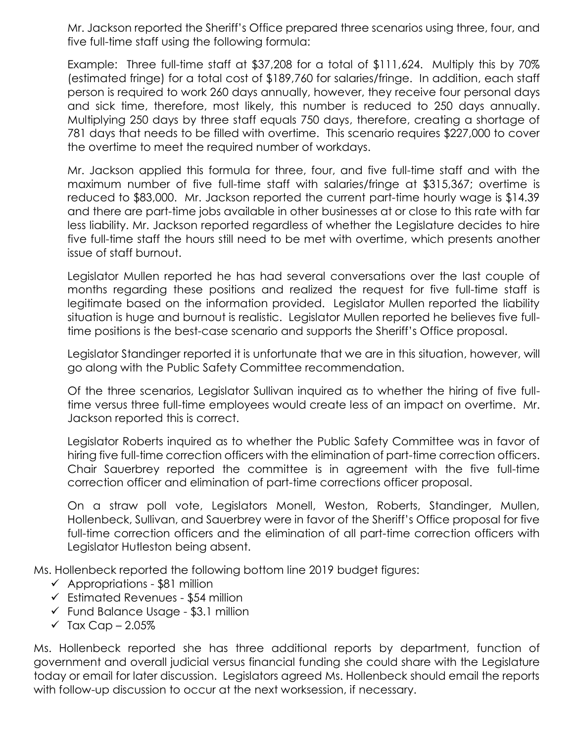Mr. Jackson reported the Sheriff's Office prepared three scenarios using three, four, and five full-time staff using the following formula:

Example: Three full-time staff at $37,208 for a total of $111,624. Multiply this by 70% (estimated fringe) for a total cost of $189,760 for salaries/fringe. In addition, each staff person is required to work 260 days annually, however, they receive four personal days and sick time, therefore, most likely, this number is reduced to 250 days annually. Multiplying 250 days by three staff equals 750 days, therefore, creating a shortage of 781 days that needs to be filled with overtime. This scenario requires $227,000 to cover the overtime to meet the required number of workdays.

Mr. Jackson applied this formula for three, four, and five full-time staff and with the maximum number of five full-time staff with salaries/fringe at $315,367; overtime is reduced to $83,000. Mr. Jackson reported the current part-time hourly wage is $14.39 and there are part-time jobs available in other businesses at or close to this rate with far less liability. Mr. Jackson reported regardless of whether the Legislature decides to hire five full-time staff the hours still need to be met with overtime, which presents another issue of staff burnout.

Legislator Mullen reported he has had several conversations over the last couple of months regarding these positions and realized the request for five full-time staff is legitimate based on the information provided. Legislator Mullen reported the liability situation is huge and burnout is realistic. Legislator Mullen reported he believes five full-time positions is the best-case scenario and supports the Sheriff's Office proposal.

Legislator Standinger reported it is unfortunate that we are in this situation, however, will go along with the Public Safety Committee recommendation.

Of the three scenarios, Legislator Sullivan inquired as to whether the hiring of five full-time versus three full-time employees would create less of an impact on overtime. Mr. Jackson reported this is correct.

Legislator Roberts inquired as to whether the Public Safety Committee was in favor of hiring five full-time correction officers with the elimination of part-time correction officers. Chair Sauerbrey reported the committee is in agreement with the five full-time correction officer and elimination of part-time corrections officer proposal.

On a straw poll vote, Legislators Monell, Weston, Roberts, Standinger, Mullen, Hollenbeck, Sullivan, and Sauerbrey were in favor of the Sheriff's Office proposal for five full-time correction officers and the elimination of all part-time correction officers with Legislator Hutleston being absent.

Ms. Hollenbeck reported the following bottom line 2019 budget figures:

- ✓ Appropriations - $81 million
- ✓ Estimated Revenues - $54 million
- ✓ Fund Balance Usage - $3.1 million
- ✓ Tax Cap – 2.05%

Ms. Hollenbeck reported she has three additional reports by department, function of government and overall judicial versus financial funding she could share with the Legislature today or email for later discussion. Legislators agreed Ms. Hollenbeck should email the reports with follow-up discussion to occur at the next worksession, if necessary.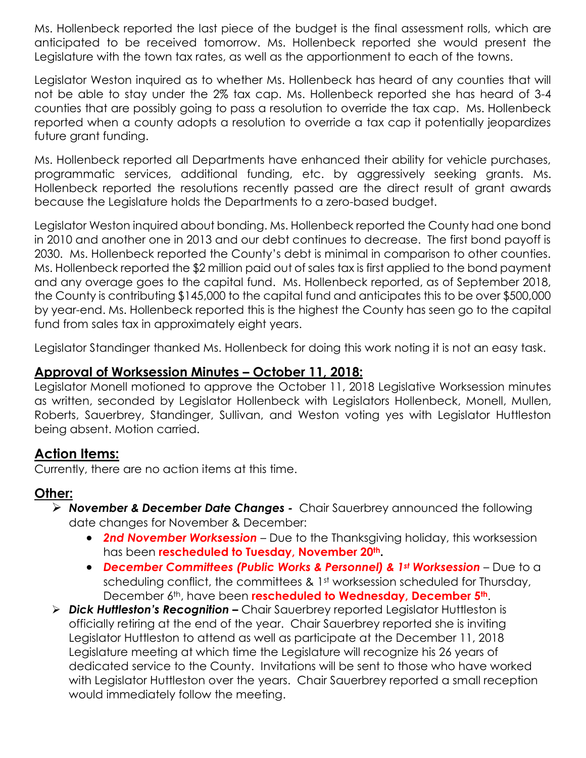Ms. Hollenbeck reported the last piece of the budget is the final assessment rolls, which are anticipated to be received tomorrow. Ms. Hollenbeck reported she would present the Legislature with the town tax rates, as well as the apportionment to each of the towns.

Legislator Weston inquired as to whether Ms. Hollenbeck has heard of any counties that will not be able to stay under the 2% tax cap. Ms. Hollenbeck reported she has heard of 3-4 counties that are possibly going to pass a resolution to override the tax cap. Ms. Hollenbeck reported when a county adopts a resolution to override a tax cap it potentially jeopardizes future grant funding.

Ms. Hollenbeck reported all Departments have enhanced their ability for vehicle purchases, programmatic services, additional funding, etc. by aggressively seeking grants. Ms. Hollenbeck reported the resolutions recently passed are the direct result of grant awards because the Legislature holds the Departments to a zero-based budget.

Legislator Weston inquired about bonding. Ms. Hollenbeck reported the County had one bond in 2010 and another one in 2013 and our debt continues to decrease. The first bond payoff is 2030. Ms. Hollenbeck reported the County's debt is minimal in comparison to other counties. Ms. Hollenbeck reported the $2 million paid out of sales tax is first applied to the bond payment and any overage goes to the capital fund. Ms. Hollenbeck reported, as of September 2018, the County is contributing $145,000 to the capital fund and anticipates this to be over $500,000 by year-end. Ms. Hollenbeck reported this is the highest the County has seen go to the capital fund from sales tax in approximately eight years.

Legislator Standinger thanked Ms. Hollenbeck for doing this work noting it is not an easy task.

## Approval of Worksession Minutes – October 11, 2018:

Legislator Monell motioned to approve the October 11, 2018 Legislative Worksession minutes as written, seconded by Legislator Hollenbeck with Legislators Hollenbeck, Monell, Mullen, Roberts, Sauerbrey, Standinger, Sullivan, and Weston voting yes with Legislator Huttleston being absent. Motion carried.

## Action Items:

Currently, there are no action items at this time.

## Other:

- ***November & December Date Changes -*** Chair Sauerbrey announced the following date changes for November & December:
  - ***2nd November Worksession*** – Due to the Thanksgiving holiday, this worksession has been **rescheduled to Tuesday, November 20th.**
  - ***December Committees (Public Works & Personnel) & 1st Worksession*** – Due to a scheduling conflict, the committees & 1st worksession scheduled for Thursday, December 6th, have been **rescheduled to Wednesday, December 5th**.
- ***Dick Huttleston's Recognition –*** Chair Sauerbrey reported Legislator Huttleston is officially retiring at the end of the year. Chair Sauerbrey reported she is inviting Legislator Huttleston to attend as well as participate at the December 11, 2018 Legislature meeting at which time the Legislature will recognize his 26 years of dedicated service to the County. Invitations will be sent to those who have worked with Legislator Huttleston over the years. Chair Sauerbrey reported a small reception would immediately follow the meeting.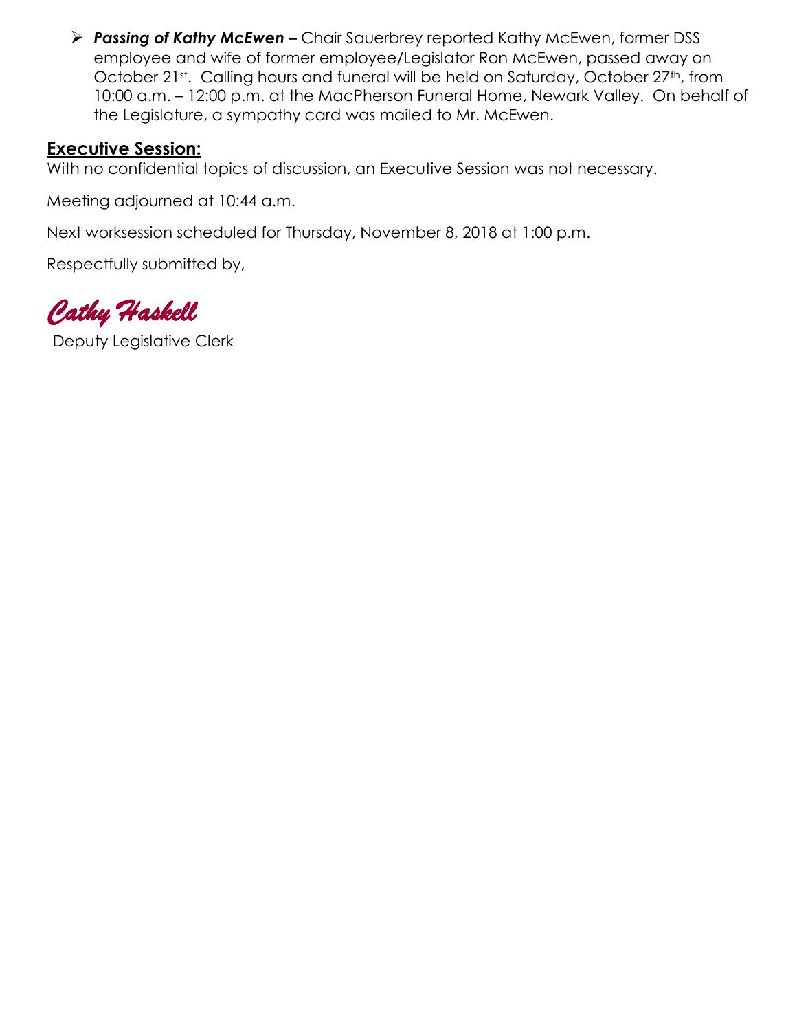- ***Passing of Kathy McEwen –*** Chair Sauerbrey reported Kathy McEwen, former DSS employee and wife of former employee/Legislator Ron McEwen, passed away on October 21st. Calling hours and funeral will be held on Saturday, October 27th, from 10:00 a.m. – 12:00 p.m. at the MacPherson Funeral Home, Newark Valley. On behalf of the Legislature, a sympathy card was mailed to Mr. McEwen.

## **Executive Session:**

With no confidential topics of discussion, an Executive Session was not necessary.

Meeting adjourned at 10:44 a.m.

Next worksession scheduled for Thursday, November 8, 2018 at 1:00 p.m.

Respectfully submitted by,

*Cathy Haskell*

Deputy Legislative Clerk